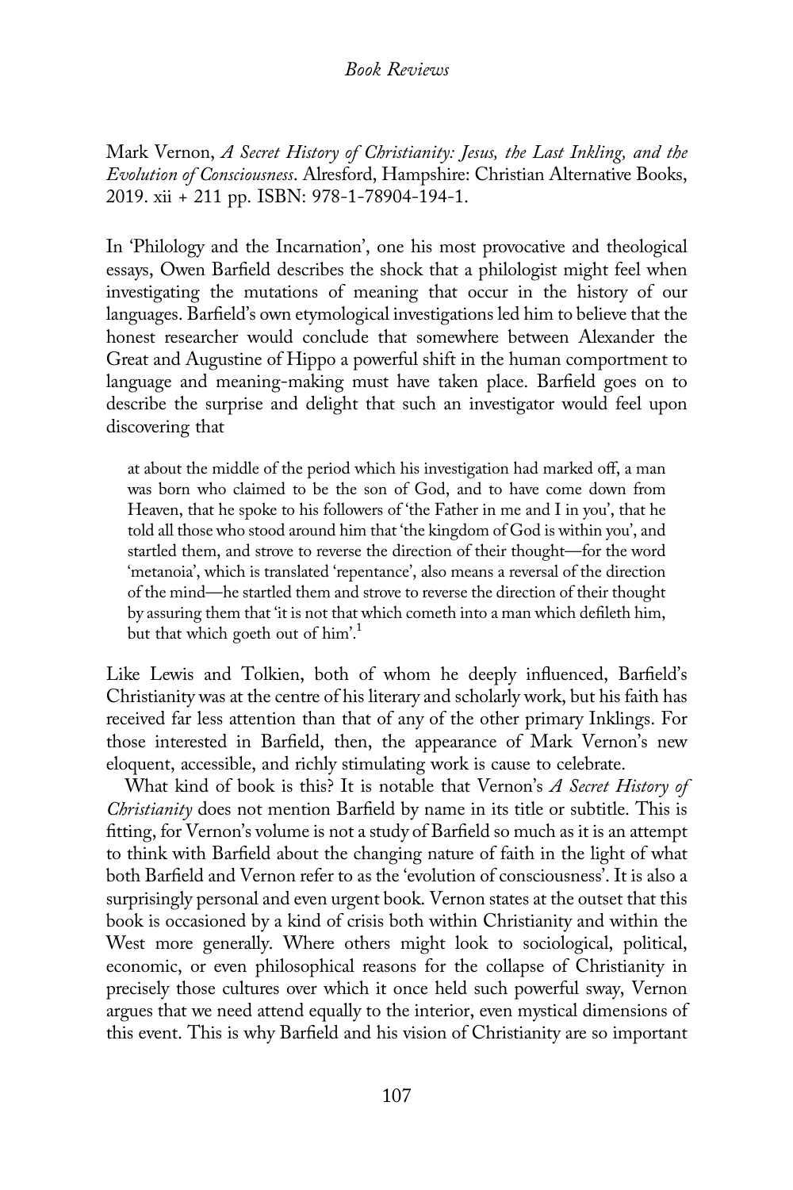Mark Vernon, *A Secret History of Christianity: Jesus, the Last Inkling, and the Evolution of Consciousness*. Alresford, Hampshire: Christian Alternative Books, 2019. xii + 211 pp. ISBN: 978-1-78904-194-1.

In 'Philology and the Incarnation', one his most provocative and theological essays, Owen Barfield describes the shock that a philologist might feel when investigating the mutations of meaning that occur in the history of our languages. Barfield's own etymological investigations led him to believe that the honest researcher would conclude that somewhere between Alexander the Great and Augustine of Hippo a powerful shift in the human comportment to language and meaning-making must have taken place. Barfield goes on to describe the surprise and delight that such an investigator would feel upon discovering that

> at about the middle of the period which his investigation had marked off, a man was born who claimed to be the son of God, and to have come down from Heaven, that he spoke to his followers of 'the Father in me and I in you', that he told all those who stood around him that 'the kingdom of God is within you', and startled them, and strove to reverse the direction of their thought—for the word 'metanoia', which is translated 'repentance', also means a reversal of the direction of the mind—he startled them and strove to reverse the direction of their thought by assuring them that 'it is not that which cometh into a man which defileth him, but that which goeth out of him'.[1]

Like Lewis and Tolkien, both of whom he deeply influenced, Barfield's Christianity was at the centre of his literary and scholarly work, but his faith has received far less attention than that of any of the other primary Inklings. For those interested in Barfield, then, the appearance of Mark Vernon's new eloquent, accessible, and richly stimulating work is cause to celebrate.

What kind of book is this? It is notable that Vernon's *A Secret History of Christianity* does not mention Barfield by name in its title or subtitle. This is fitting, for Vernon's volume is not a study of Barfield so much as it is an attempt to think with Barfield about the changing nature of faith in the light of what both Barfield and Vernon refer to as the 'evolution of consciousness'. It is also a surprisingly personal and even urgent book. Vernon states at the outset that this book is occasioned by a kind of crisis both within Christianity and within the West more generally. Where others might look to sociological, political, economic, or even philosophical reasons for the collapse of Christianity in precisely those cultures over which it once held such powerful sway, Vernon argues that we need attend equally to the interior, even mystical dimensions of this event. This is why Barfield and his vision of Christianity are so important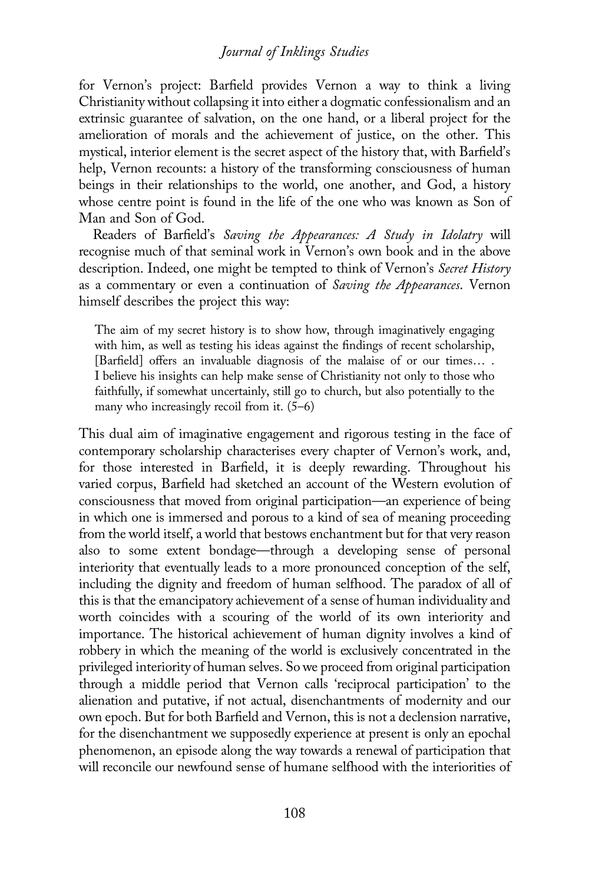for Vernon's project: Barfield provides Vernon a way to think a living Christianity without collapsing it into either a dogmatic confessionalism and an extrinsic guarantee of salvation, on the one hand, or a liberal project for the amelioration of morals and the achievement of justice, on the other. This mystical, interior element is the secret aspect of the history that, with Barfield's help, Vernon recounts: a history of the transforming consciousness of human beings in their relationships to the world, one another, and God, a history whose centre point is found in the life of the one who was known as Son of Man and Son of God.

Readers of Barfield's *Saving the Appearances: A Study in Idolatry* will recognise much of that seminal work in Vernon's own book and in the above description. Indeed, one might be tempted to think of Vernon's *Secret History* as a commentary or even a continuation of *Saving the Appearances*. Vernon himself describes the project this way:

> The aim of my secret history is to show how, through imaginatively engaging with him, as well as testing his ideas against the findings of recent scholarship, [Barfield] offers an invaluable diagnosis of the malaise of or our times… . I believe his insights can help make sense of Christianity not only to those who faithfully, if somewhat uncertainly, still go to church, but also potentially to the many who increasingly recoil from it. (5–6)

This dual aim of imaginative engagement and rigorous testing in the face of contemporary scholarship characterises every chapter of Vernon's work, and, for those interested in Barfield, it is deeply rewarding. Throughout his varied corpus, Barfield had sketched an account of the Western evolution of consciousness that moved from original participation—an experience of being in which one is immersed and porous to a kind of sea of meaning proceeding from the world itself, a world that bestows enchantment but for that very reason also to some extent bondage—through a developing sense of personal interiority that eventually leads to a more pronounced conception of the self, including the dignity and freedom of human selfhood. The paradox of all of this is that the emancipatory achievement of a sense of human individuality and worth coincides with a scouring of the world of its own interiority and importance. The historical achievement of human dignity involves a kind of robbery in which the meaning of the world is exclusively concentrated in the privileged interiority of human selves. So we proceed from original participation through a middle period that Vernon calls 'reciprocal participation' to the alienation and putative, if not actual, disenchantments of modernity and our own epoch. But for both Barfield and Vernon, this is not a declension narrative, for the disenchantment we supposedly experience at present is only an epochal phenomenon, an episode along the way towards a renewal of participation that will reconcile our newfound sense of humane selfhood with the interiorities of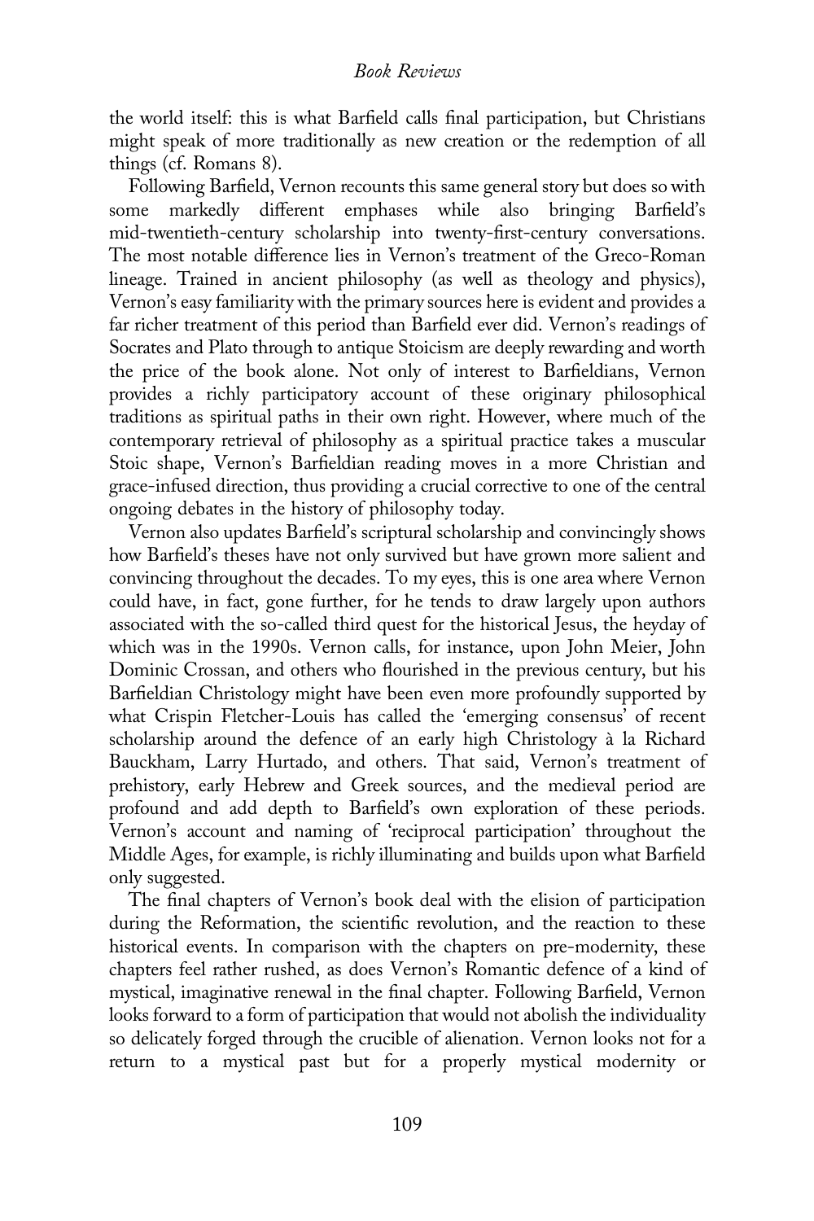the world itself: this is what Barfield calls final participation, but Christians might speak of more traditionally as new creation or the redemption of all things (cf. Romans 8).

Following Barfield, Vernon recounts this same general story but does so with some markedly different emphases while also bringing Barfield's mid-twentieth-century scholarship into twenty-first-century conversations. The most notable difference lies in Vernon's treatment of the Greco-Roman lineage. Trained in ancient philosophy (as well as theology and physics), Vernon's easy familiarity with the primary sources here is evident and provides a far richer treatment of this period than Barfield ever did. Vernon's readings of Socrates and Plato through to antique Stoicism are deeply rewarding and worth the price of the book alone. Not only of interest to Barfieldians, Vernon provides a richly participatory account of these originary philosophical traditions as spiritual paths in their own right. However, where much of the contemporary retrieval of philosophy as a spiritual practice takes a muscular Stoic shape, Vernon's Barfieldian reading moves in a more Christian and grace-infused direction, thus providing a crucial corrective to one of the central ongoing debates in the history of philosophy today.

Vernon also updates Barfield's scriptural scholarship and convincingly shows how Barfield's theses have not only survived but have grown more salient and convincing throughout the decades. To my eyes, this is one area where Vernon could have, in fact, gone further, for he tends to draw largely upon authors associated with the so-called third quest for the historical Jesus, the heyday of which was in the 1990s. Vernon calls, for instance, upon John Meier, John Dominic Crossan, and others who flourished in the previous century, but his Barfieldian Christology might have been even more profoundly supported by what Crispin Fletcher-Louis has called the 'emerging consensus' of recent scholarship around the defence of an early high Christology à la Richard Bauckham, Larry Hurtado, and others. That said, Vernon's treatment of prehistory, early Hebrew and Greek sources, and the medieval period are profound and add depth to Barfield's own exploration of these periods. Vernon's account and naming of 'reciprocal participation' throughout the Middle Ages, for example, is richly illuminating and builds upon what Barfield only suggested.

The final chapters of Vernon's book deal with the elision of participation during the Reformation, the scientific revolution, and the reaction to these historical events. In comparison with the chapters on pre-modernity, these chapters feel rather rushed, as does Vernon's Romantic defence of a kind of mystical, imaginative renewal in the final chapter. Following Barfield, Vernon looks forward to a form of participation that would not abolish the individuality so delicately forged through the crucible of alienation. Vernon looks not for a return to a mystical past but for a properly mystical modernity or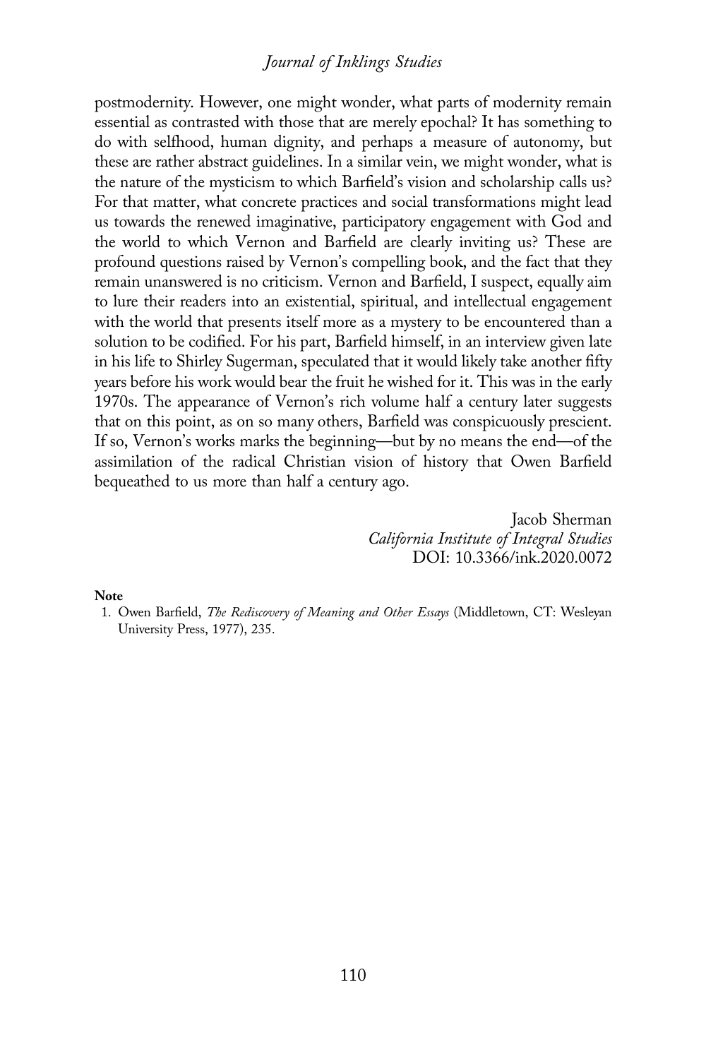postmodernity. However, one might wonder, what parts of modernity remain essential as contrasted with those that are merely epochal? It has something to do with selfhood, human dignity, and perhaps a measure of autonomy, but these are rather abstract guidelines. In a similar vein, we might wonder, what is the nature of the mysticism to which Barfield's vision and scholarship calls us? For that matter, what concrete practices and social transformations might lead us towards the renewed imaginative, participatory engagement with God and the world to which Vernon and Barfield are clearly inviting us? These are profound questions raised by Vernon's compelling book, and the fact that they remain unanswered is no criticism. Vernon and Barfield, I suspect, equally aim to lure their readers into an existential, spiritual, and intellectual engagement with the world that presents itself more as a mystery to be encountered than a solution to be codified. For his part, Barfield himself, in an interview given late in his life to Shirley Sugerman, speculated that it would likely take another fifty years before his work would bear the fruit he wished for it. This was in the early 1970s. The appearance of Vernon's rich volume half a century later suggests that on this point, as on so many others, Barfield was conspicuously prescient. If so, Vernon's works marks the beginning—but by no means the end—of the assimilation of the radical Christian vision of history that Owen Barfield bequeathed to us more than half a century ago.

Jacob Sherman
*California Institute of Integral Studies*
DOI: 10.3366/ink.2020.0072

**Note**

1. Owen Barfield, *The Rediscovery of Meaning and Other Essays* (Middletown, CT: Wesleyan University Press, 1977), 235.